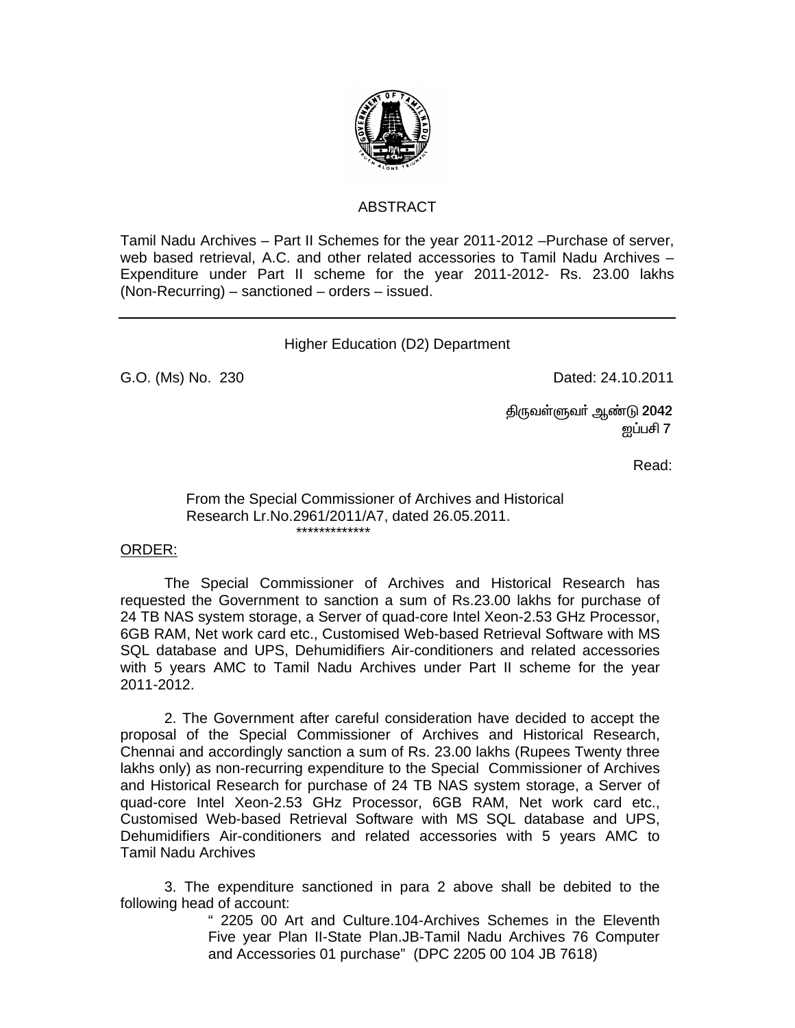# ABSTRACT

Tamil Nadu Archives – Part II Schemes for the year 2011-2012 –Purchase of server, web based retrieval, A.C. and other related accessories to Tamil Nadu Archives – Expenditure under Part II scheme for the year 2011-2012- Rs. 23.00 lakhs (Non-Recurring) – sanctioned – orders – issued.

---

Higher Education (D2) Department

G.O. (Ms) No. 230 Dated: 24.10.2011

திருவள்ளுவர் ஆண்டு 2042
ஐப்பசி 7

Read:

From the Special Commissioner of Archives and Historical Research Lr.No.2961/2011/A7, dated 26.05.2011.

*************

ORDER:

The Special Commissioner of Archives and Historical Research has requested the Government to sanction a sum of Rs.23.00 lakhs for purchase of 24 TB NAS system storage, a Server of quad-core Intel Xeon-2.53 GHz Processor, 6GB RAM, Net work card etc., Customised Web-based Retrieval Software with MS SQL database and UPS, Dehumidifiers Air-conditioners and related accessories with 5 years AMC to Tamil Nadu Archives under Part II scheme for the year 2011-2012.

2. The Government after careful consideration have decided to accept the proposal of the Special Commissioner of Archives and Historical Research, Chennai and accordingly sanction a sum of Rs. 23.00 lakhs (Rupees Twenty three lakhs only) as non-recurring expenditure to the Special Commissioner of Archives and Historical Research for purchase of 24 TB NAS system storage, a Server of quad-core Intel Xeon-2.53 GHz Processor, 6GB RAM, Net work card etc., Customised Web-based Retrieval Software with MS SQL database and UPS, Dehumidifiers Air-conditioners and related accessories with 5 years AMC to Tamil Nadu Archives

3. The expenditure sanctioned in para 2 above shall be debited to the following head of account:

" 2205 00 Art and Culture.104-Archives Schemes in the Eleventh Five year Plan II-State Plan.JB-Tamil Nadu Archives 76 Computer and Accessories 01 purchase" (DPC 2205 00 104 JB 7618)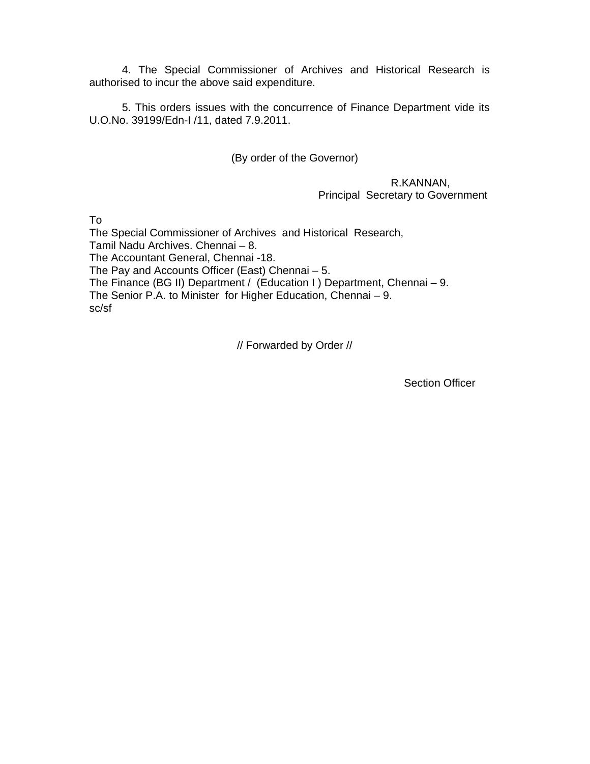4. The Special Commissioner of Archives and Historical Research is authorised to incur the above said expenditure.

5. This orders issues with the concurrence of Finance Department vide its U.O.No. 39199/Edn-I /11, dated 7.9.2011.

(By order of the Governor)

R.KANNAN,
Principal Secretary to Government

To
The Special Commissioner of Archives and Historical Research,
Tamil Nadu Archives. Chennai – 8.
The Accountant General, Chennai -18.
The Pay and Accounts Officer (East) Chennai – 5.
The Finance (BG II) Department / (Education I ) Department, Chennai – 9.
The Senior P.A. to Minister for Higher Education, Chennai – 9.
sc/sf

// Forwarded by Order //

Section Officer